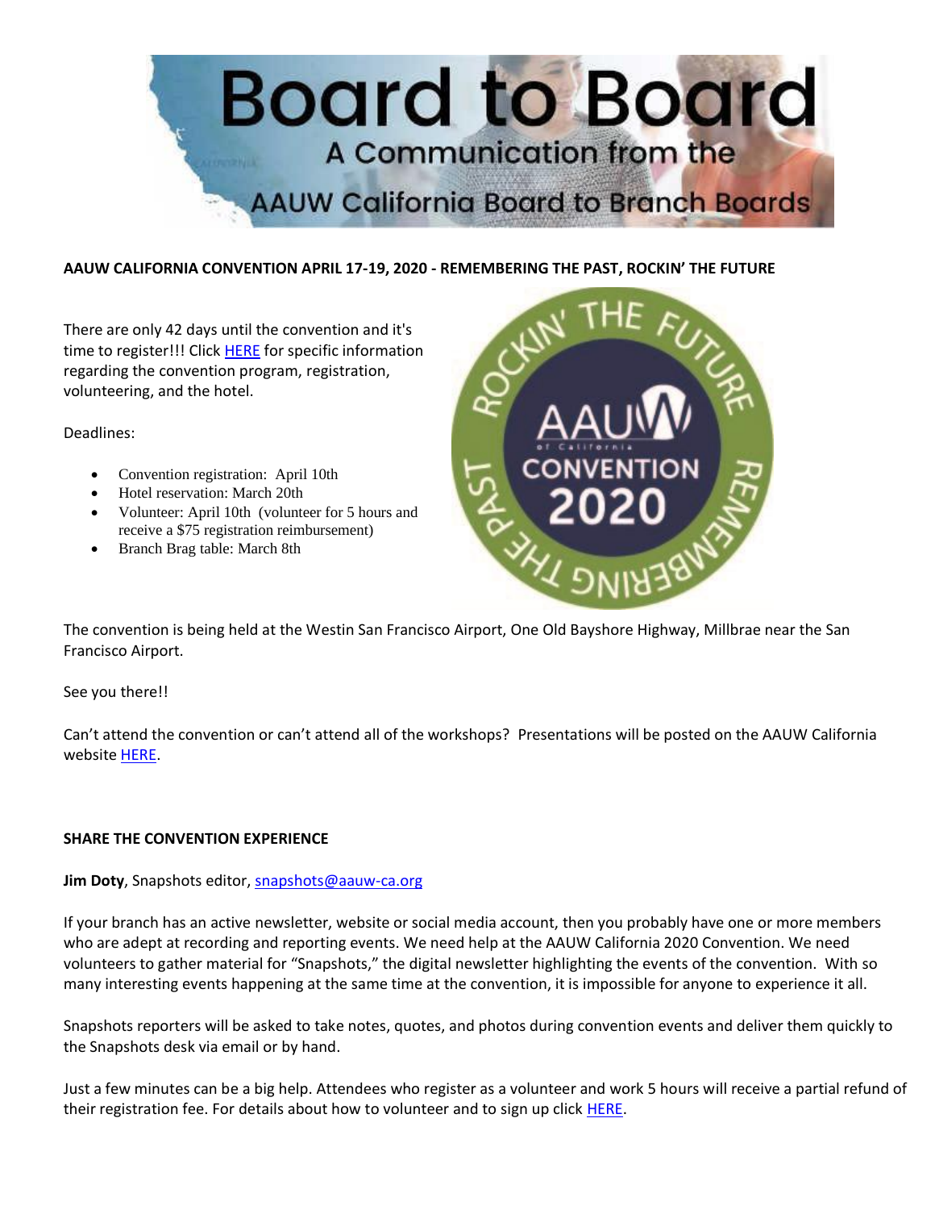# Board to Board

A Communication from the AAUW California Board to Branch Boards

**AAUW CALIFORNIA CONVENTION APRIL 17-19, 2020 - REMEMBERING THE PAST, ROCKIN' THE FUTURE**

There are only 42 days until the convention and it's time to register!!! Click HERE for specific information regarding the convention program, registration, volunteering, and the hotel.

Deadlines:

- Convention registration: April 10th
- Hotel reservation: March 20th
- Volunteer: April 10th (volunteer for 5 hours and receive a $75 registration reimbursement)
- Branch Brag table: March 8th

The convention is being held at the Westin San Francisco Airport, One Old Bayshore Highway, Millbrae near the San Francisco Airport.

See you there!!

Can't attend the convention or can't attend all of the workshops? Presentations will be posted on the AAUW California website HERE.

**SHARE THE CONVENTION EXPERIENCE**

**Jim Doty**, Snapshots editor, snapshots@aauw-ca.org

If your branch has an active newsletter, website or social media account, then you probably have one or more members who are adept at recording and reporting events. We need help at the AAUW California 2020 Convention. We need volunteers to gather material for "Snapshots," the digital newsletter highlighting the events of the convention. With so many interesting events happening at the same time at the convention, it is impossible for anyone to experience it all.

Snapshots reporters will be asked to take notes, quotes, and photos during convention events and deliver them quickly to the Snapshots desk via email or by hand.

Just a few minutes can be a big help. Attendees who register as a volunteer and work 5 hours will receive a partial refund of their registration fee. For details about how to volunteer and to sign up click HERE.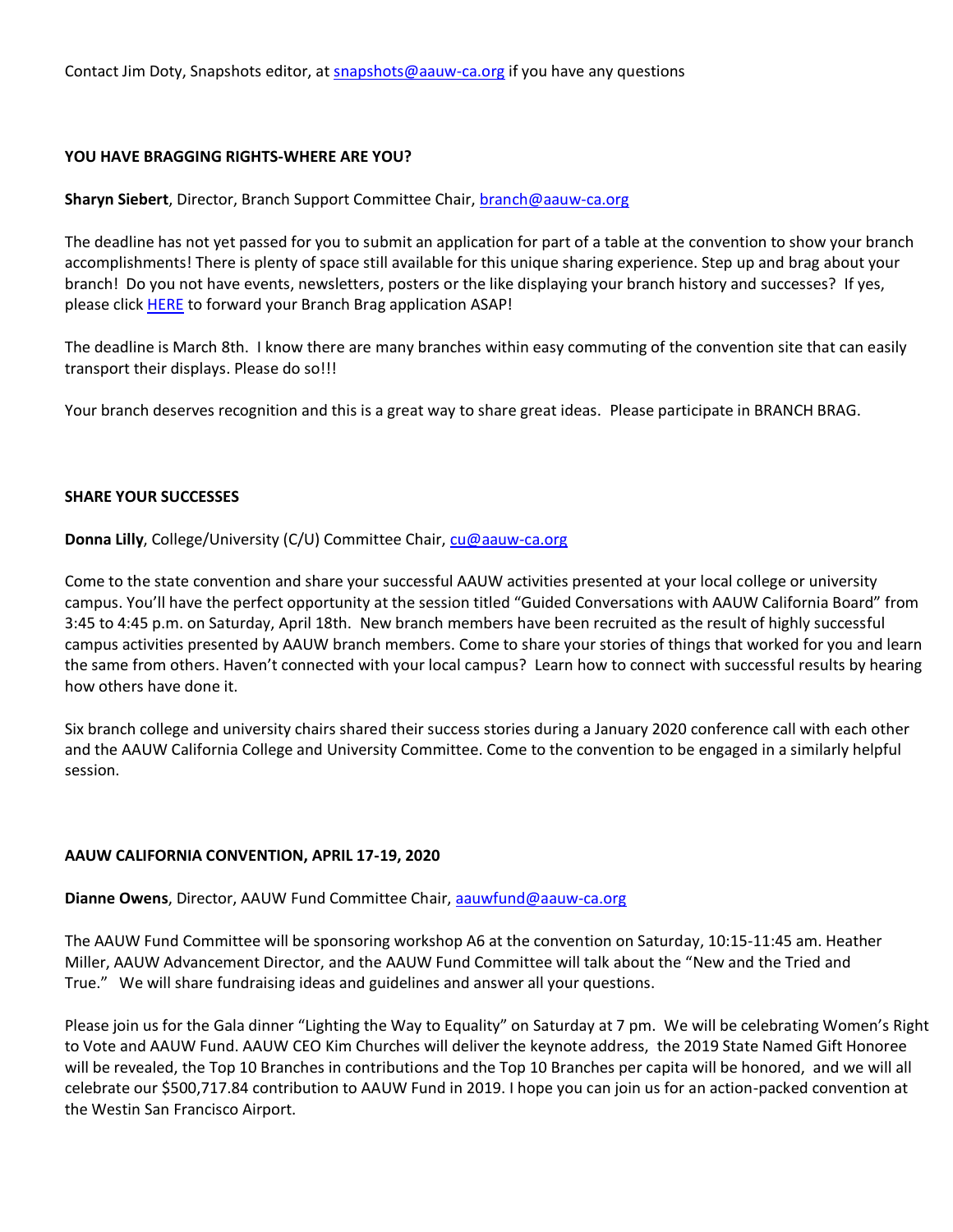Contact Jim Doty, Snapshots editor, at snapshots@aauw-ca.org if you have any questions

**YOU HAVE BRAGGING RIGHTS-WHERE ARE YOU?**

**Sharyn Siebert**, Director, Branch Support Committee Chair, branch@aauw-ca.org

The deadline has not yet passed for you to submit an application for part of a table at the convention to show your branch accomplishments! There is plenty of space still available for this unique sharing experience. Step up and brag about your branch! Do you not have events, newsletters, posters or the like displaying your branch history and successes? If yes, please click HERE to forward your Branch Brag application ASAP!

The deadline is March 8th. I know there are many branches within easy commuting of the convention site that can easily transport their displays. Please do so!!!

Your branch deserves recognition and this is a great way to share great ideas. Please participate in BRANCH BRAG.

**SHARE YOUR SUCCESSES**

**Donna Lilly**, College/University (C/U) Committee Chair, cu@aauw-ca.org

Come to the state convention and share your successful AAUW activities presented at your local college or university campus. You'll have the perfect opportunity at the session titled "Guided Conversations with AAUW California Board" from 3:45 to 4:45 p.m. on Saturday, April 18th. New branch members have been recruited as the result of highly successful campus activities presented by AAUW branch members. Come to share your stories of things that worked for you and learn the same from others. Haven't connected with your local campus? Learn how to connect with successful results by hearing how others have done it.

Six branch college and university chairs shared their success stories during a January 2020 conference call with each other and the AAUW California College and University Committee. Come to the convention to be engaged in a similarly helpful session.

**AAUW CALIFORNIA CONVENTION, APRIL 17-19, 2020**

**Dianne Owens**, Director, AAUW Fund Committee Chair, aauwfund@aauw-ca.org

The AAUW Fund Committee will be sponsoring workshop A6 at the convention on Saturday, 10:15-11:45 am. Heather Miller, AAUW Advancement Director, and the AAUW Fund Committee will talk about the "New and the Tried and True." We will share fundraising ideas and guidelines and answer all your questions.

Please join us for the Gala dinner "Lighting the Way to Equality" on Saturday at 7 pm. We will be celebrating Women's Right to Vote and AAUW Fund. AAUW CEO Kim Churches will deliver the keynote address, the 2019 State Named Gift Honoree will be revealed, the Top 10 Branches in contributions and the Top 10 Branches per capita will be honored, and we will all celebrate our $500,717.84 contribution to AAUW Fund in 2019. I hope you can join us for an action-packed convention at the Westin San Francisco Airport.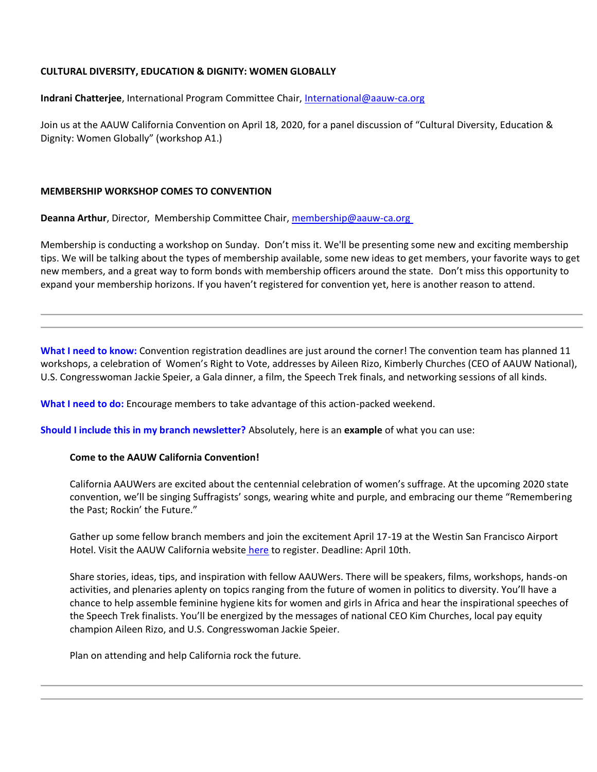**CULTURAL DIVERSITY, EDUCATION & DIGNITY: WOMEN GLOBALLY**

**Indrani Chatterjee**, International Program Committee Chair, International@aauw-ca.org

Join us at the AAUW California Convention on April 18, 2020, for a panel discussion of "Cultural Diversity, Education & Dignity: Women Globally" (workshop A1.)

**MEMBERSHIP WORKSHOP COMES TO CONVENTION**

**Deanna Arthur**, Director, Membership Committee Chair, membership@aauw-ca.org

Membership is conducting a workshop on Sunday. Don't miss it. We'll be presenting some new and exciting membership tips. We will be talking about the types of membership available, some new ideas to get members, your favorite ways to get new members, and a great way to form bonds with membership officers around the state. Don't miss this opportunity to expand your membership horizons. If you haven't registered for convention yet, here is another reason to attend.

---

**What I need to know:** Convention registration deadlines are just around the corner! The convention team has planned 11 workshops, a celebration of Women's Right to Vote, addresses by Aileen Rizo, Kimberly Churches (CEO of AAUW National), U.S. Congresswoman Jackie Speier, a Gala dinner, a film, the Speech Trek finals, and networking sessions of all kinds.

**What I need to do:** Encourage members to take advantage of this action-packed weekend.

**Should I include this in my branch newsletter?** Absolutely, here is an **example** of what you can use:

> **Come to the AAUW California Convention!**
>
> California AAUWers are excited about the centennial celebration of women's suffrage. At the upcoming 2020 state convention, we'll be singing Suffragists' songs, wearing white and purple, and embracing our theme "Remembering the Past; Rockin' the Future."
>
> Gather up some fellow branch members and join the excitement April 17-19 at the Westin San Francisco Airport Hotel. Visit the AAUW California website here to register. Deadline: April 10th.
>
> Share stories, ideas, tips, and inspiration with fellow AAUWers. There will be speakers, films, workshops, hands-on activities, and plenaries aplenty on topics ranging from the future of women in politics to diversity. You'll have a chance to help assemble feminine hygiene kits for women and girls in Africa and hear the inspirational speeches of the Speech Trek finalists. You'll be energized by the messages of national CEO Kim Churches, local pay equity champion Aileen Rizo, and U.S. Congresswoman Jackie Speier.
>
> Plan on attending and help California rock the future.

---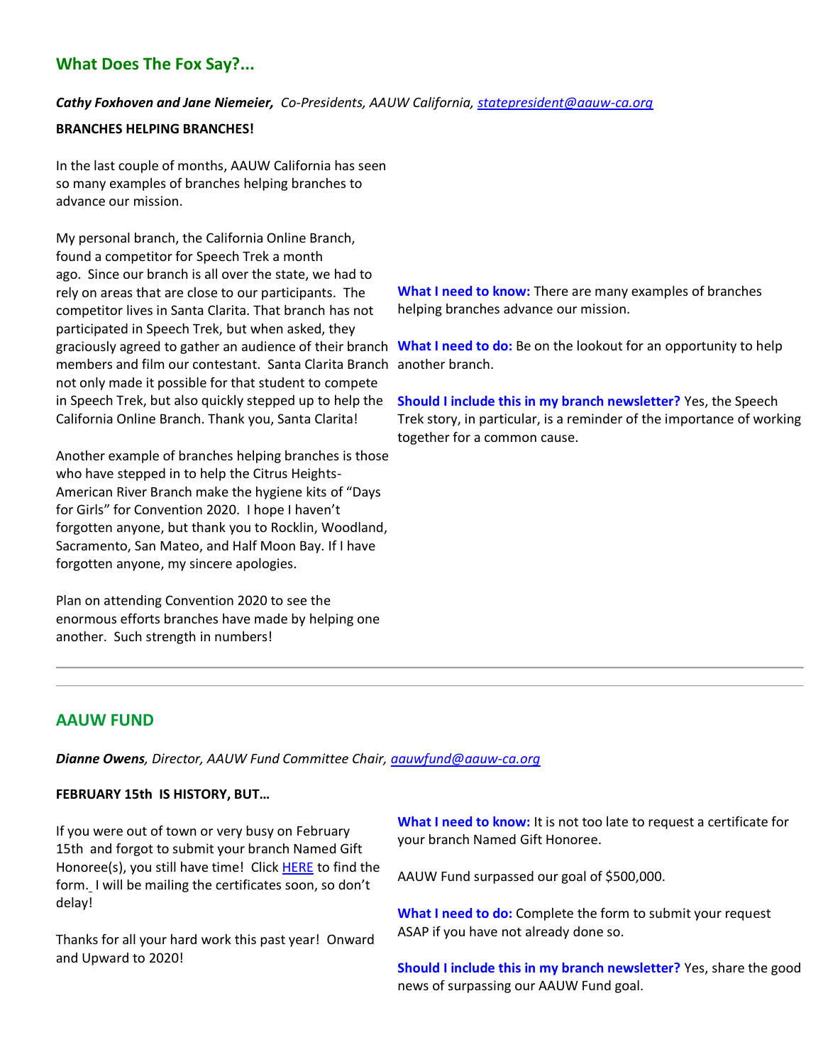## What Does The Fox Say?...

***Cathy Foxhoven and Jane Niemeier,*** *Co-Presidents, AAUW California, [statepresident@aauw-ca.org](mailto:statepresident@aauw-ca.org)*

**BRANCHES HELPING BRANCHES!**

In the last couple of months, AAUW California has seen so many examples of branches helping branches to advance our mission.

My personal branch, the California Online Branch, found a competitor for Speech Trek a month ago. Since our branch is all over the state, we had to rely on areas that are close to our participants. The competitor lives in Santa Clarita. That branch has not participated in Speech Trek, but when asked, they graciously agreed to gather an audience of their branch members and film our contestant. Santa Clarita Branch not only made it possible for that student to compete in Speech Trek, but also quickly stepped up to help the California Online Branch. Thank you, Santa Clarita!

Another example of branches helping branches is those who have stepped in to help the Citrus Heights-American River Branch make the hygiene kits of "Days for Girls" for Convention 2020. I hope I haven't forgotten anyone, but thank you to Rocklin, Woodland, Sacramento, San Mateo, and Half Moon Bay. If I have forgotten anyone, my sincere apologies.

Plan on attending Convention 2020 to see the enormous efforts branches have made by helping one another. Such strength in numbers!

**What I need to know:** There are many examples of branches helping branches advance our mission.

**What I need to do:** Be on the lookout for an opportunity to help another branch.

**Should I include this in my branch newsletter?** Yes, the Speech Trek story, in particular, is a reminder of the importance of working together for a common cause.

---

## AAUW FUND

***Dianne Owens****, Director, AAUW Fund Committee Chair, [aauwfund@aauw-ca.org](mailto:aauwfund@aauw-ca.org)*

**FEBRUARY 15th IS HISTORY, BUT…**

If you were out of town or very busy on February 15th and forgot to submit your branch Named Gift Honoree(s), you still have time! Click HERE to find the form. I will be mailing the certificates soon, so don't delay!

Thanks for all your hard work this past year! Onward and Upward to 2020!

**What I need to know:** It is not too late to request a certificate for your branch Named Gift Honoree.

AAUW Fund surpassed our goal of $500,000.

**What I need to do:** Complete the form to submit your request ASAP if you have not already done so.

**Should I include this in my branch newsletter?** Yes, share the good news of surpassing our AAUW Fund goal.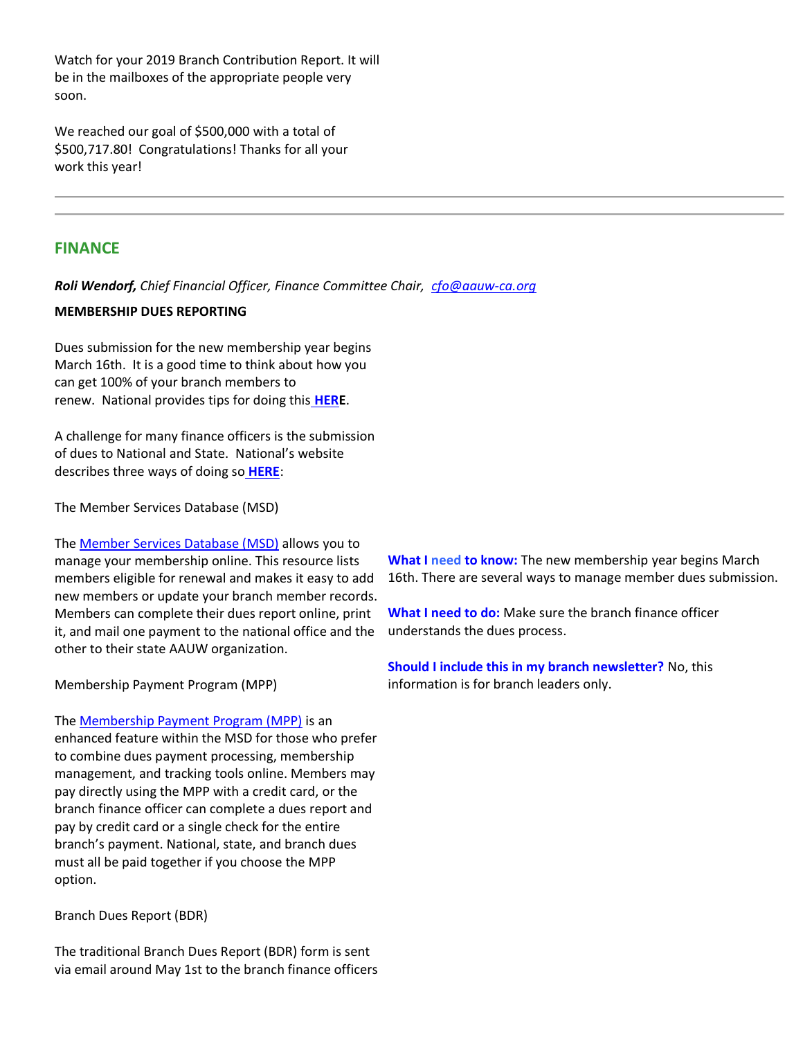Watch for your 2019 Branch Contribution Report. It will be in the mailboxes of the appropriate people very soon.

We reached our goal of $500,000 with a total of $500,717.80! Congratulations! Thanks for all your work this year!

---

---

## FINANCE

***Roli Wendorf,*** *Chief Financial Officer, Finance Committee Chair, cfo@aauw-ca.org*

**MEMBERSHIP DUES REPORTING**

Dues submission for the new membership year begins March 16th. It is a good time to think about how you can get 100% of your branch members to renew. National provides tips for doing this **HERE**.

A challenge for many finance officers is the submission of dues to National and State. National's website describes three ways of doing so **HERE**:

The Member Services Database (MSD)

The Member Services Database (MSD) allows you to manage your membership online. This resource lists members eligible for renewal and makes it easy to add new members or update your branch member records. Members can complete their dues report online, print it, and mail one payment to the national office and the other to their state AAUW organization.

Membership Payment Program (MPP)

The Membership Payment Program (MPP) is an enhanced feature within the MSD for those who prefer to combine dues payment processing, membership management, and tracking tools online. Members may pay directly using the MPP with a credit card, or the branch finance officer can complete a dues report and pay by credit card or a single check for the entire branch's payment. National, state, and branch dues must all be paid together if you choose the MPP option.

Branch Dues Report (BDR)

The traditional Branch Dues Report (BDR) form is sent via email around May 1st to the branch finance officers

**What I need to know:** The new membership year begins March 16th. There are several ways to manage member dues submission.

**What I need to do:** Make sure the branch finance officer understands the dues process.

**Should I include this in my branch newsletter?** No, this information is for branch leaders only.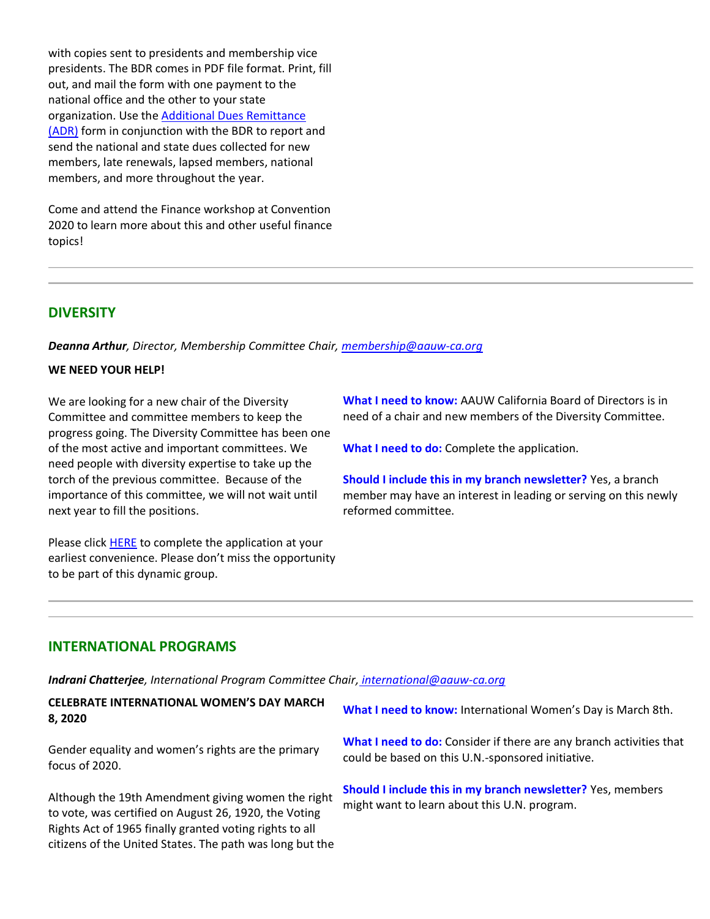with copies sent to presidents and membership vice presidents. The BDR comes in PDF file format. Print, fill out, and mail the form with one payment to the national office and the other to your state organization. Use the [Additional Dues Remittance (ADR)]() form in conjunction with the BDR to report and send the national and state dues collected for new members, late renewals, lapsed members, national members, and more throughout the year.

Come and attend the Finance workshop at Convention 2020 to learn more about this and other useful finance topics!

---

## DIVERSITY

***Deanna Arthur**, Director, Membership Committee Chair, membership@aauw-ca.org*

**WE NEED YOUR HELP!**

We are looking for a new chair of the Diversity Committee and committee members to keep the progress going. The Diversity Committee has been one of the most active and important committees. We need people with diversity expertise to take up the torch of the previous committee. Because of the importance of this committee, we will not wait until next year to fill the positions.

Please click [HERE]() to complete the application at your earliest convenience. Please don't miss the opportunity to be part of this dynamic group.

**What I need to know:** AAUW California Board of Directors is in need of a chair and new members of the Diversity Committee.

**What I need to do:** Complete the application.

**Should I include this in my branch newsletter?** Yes, a branch member may have an interest in leading or serving on this newly reformed committee.

---

## INTERNATIONAL PROGRAMS

***Indrani Chatterjee**, International Program Committee Chair, international@aauw-ca.org*

**CELEBRATE INTERNATIONAL WOMEN'S DAY MARCH 8, 2020**

Gender equality and women's rights are the primary focus of 2020.

Although the 19th Amendment giving women the right to vote, was certified on August 26, 1920, the Voting Rights Act of 1965 finally granted voting rights to all citizens of the United States. The path was long but the

**What I need to know:** International Women's Day is March 8th.

**What I need to do:** Consider if there are any branch activities that could be based on this U.N.-sponsored initiative.

**Should I include this in my branch newsletter?** Yes, members might want to learn about this U.N. program.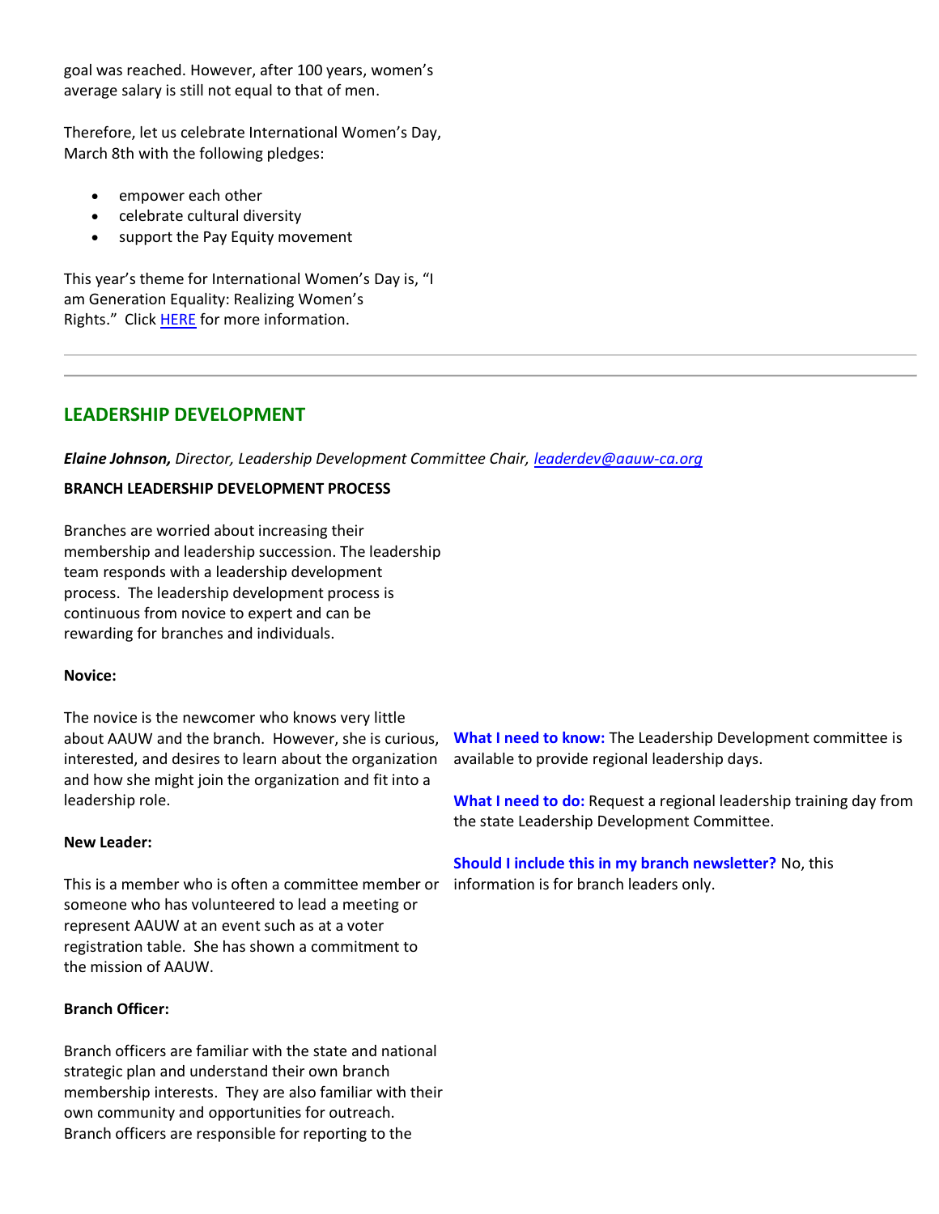goal was reached. However, after 100 years, women's average salary is still not equal to that of men.

Therefore, let us celebrate International Women's Day, March 8th with the following pledges:

- empower each other
- celebrate cultural diversity
- support the Pay Equity movement

This year's theme for International Women's Day is, "I am Generation Equality: Realizing Women's Rights." Click HERE for more information.

---

## LEADERSHIP DEVELOPMENT

***Elaine Johnson,*** *Director, Leadership Development Committee Chair, leaderdev@aauw-ca.org*

**BRANCH LEADERSHIP DEVELOPMENT PROCESS**

Branches are worried about increasing their membership and leadership succession. The leadership team responds with a leadership development process. The leadership development process is continuous from novice to expert and can be rewarding for branches and individuals.

**Novice:**

The novice is the newcomer who knows very little about AAUW and the branch. However, she is curious, interested, and desires to learn about the organization and how she might join the organization and fit into a leadership role.

**New Leader:**

This is a member who is often a committee member or someone who has volunteered to lead a meeting or represent AAUW at an event such as at a voter registration table. She has shown a commitment to the mission of AAUW.

**Branch Officer:**

Branch officers are familiar with the state and national strategic plan and understand their own branch membership interests. They are also familiar with their own community and opportunities for outreach. Branch officers are responsible for reporting to the

**What I need to know:** The Leadership Development committee is available to provide regional leadership days.

**What I need to do:** Request a regional leadership training day from the state Leadership Development Committee.

**Should I include this in my branch newsletter?** No, this information is for branch leaders only.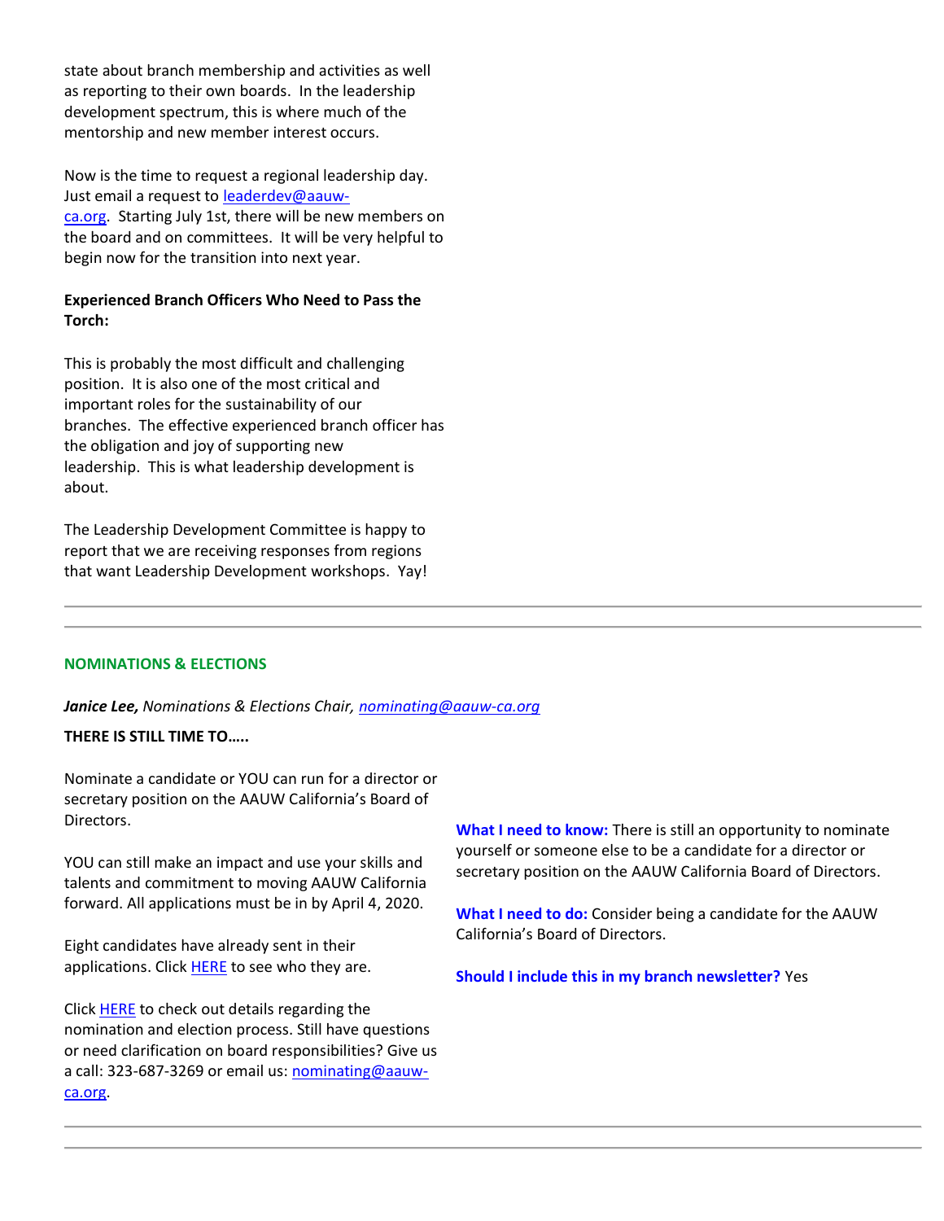state about branch membership and activities as well as reporting to their own boards. In the leadership development spectrum, this is where much of the mentorship and new member interest occurs.

Now is the time to request a regional leadership day. Just email a request to [leaderdev@aauw-ca.org](mailto:leaderdev@aauw-ca.org). Starting July 1st, there will be new members on the board and on committees. It will be very helpful to begin now for the transition into next year.

**Experienced Branch Officers Who Need to Pass the Torch:**

This is probably the most difficult and challenging position. It is also one of the most critical and important roles for the sustainability of our branches. The effective experienced branch officer has the obligation and joy of supporting new leadership. This is what leadership development is about.

The Leadership Development Committee is happy to report that we are receiving responses from regions that want Leadership Development workshops. Yay!

---

## NOMINATIONS & ELECTIONS

***Janice Lee,*** *Nominations & Elections Chair,* [*nominating@aauw-ca.org*](mailto:nominating@aauw-ca.org)

**THERE IS STILL TIME TO…..**

Nominate a candidate or YOU can run for a director or secretary position on the AAUW California's Board of Directors.

YOU can still make an impact and use your skills and talents and commitment to moving AAUW California forward. All applications must be in by April 4, 2020.

Eight candidates have already sent in their applications. Click HERE to see who they are.

Click HERE to check out details regarding the nomination and election process. Still have questions or need clarification on board responsibilities? Give us a call: 323-687-3269 or email us: [nominating@aauw-ca.org](mailto:nominating@aauw-ca.org).

**What I need to know:** There is still an opportunity to nominate yourself or someone else to be a candidate for a director or secretary position on the AAUW California Board of Directors.

**What I need to do:** Consider being a candidate for the AAUW California's Board of Directors.

**Should I include this in my branch newsletter?** Yes

---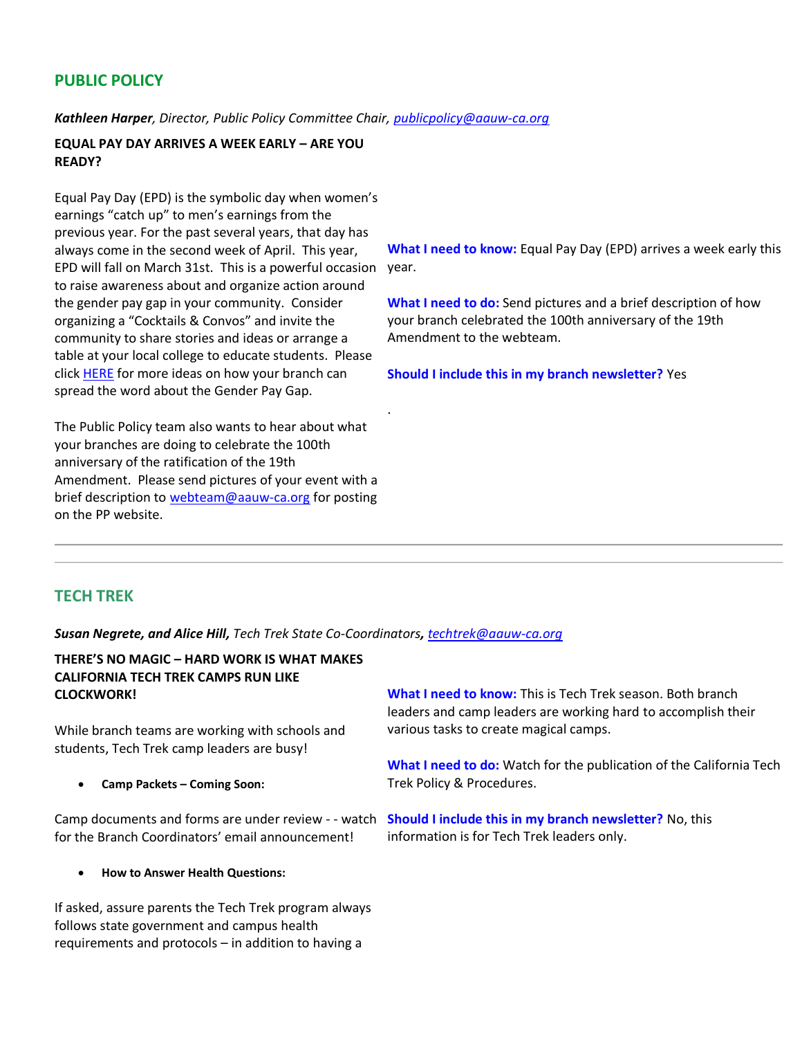## PUBLIC POLICY

***Kathleen Harper**, Director, Public Policy Committee Chair, publicpolicy@aauw-ca.org*

**EQUAL PAY DAY ARRIVES A WEEK EARLY – ARE YOU READY?**

Equal Pay Day (EPD) is the symbolic day when women's earnings "catch up" to men's earnings from the previous year. For the past several years, that day has always come in the second week of April. This year, EPD will fall on March 31st. This is a powerful occasion to raise awareness about and organize action around the gender pay gap in your community. Consider organizing a "Cocktails & Convos" and invite the community to share stories and ideas or arrange a table at your local college to educate students. Please click HERE for more ideas on how your branch can spread the word about the Gender Pay Gap.

The Public Policy team also wants to hear about what your branches are doing to celebrate the 100th anniversary of the ratification of the 19th Amendment. Please send pictures of your event with a brief description to webteam@aauw-ca.org for posting on the PP website.

**What I need to know:** Equal Pay Day (EPD) arrives a week early this year.

**What I need to do:** Send pictures and a brief description of how your branch celebrated the 100th anniversary of the 19th Amendment to the webteam.

**Should I include this in my branch newsletter?** Yes

.

---

## TECH TREK

***Susan Negrete, and Alice Hill,** Tech Trek State Co-Coordinators, techtrek@aauw-ca.org*

**THERE'S NO MAGIC – HARD WORK IS WHAT MAKES CALIFORNIA TECH TREK CAMPS RUN LIKE CLOCKWORK!**

While branch teams are working with schools and students, Tech Trek camp leaders are busy!

- **Camp Packets – Coming Soon:**

Camp documents and forms are under review - - watch for the Branch Coordinators' email announcement!

- **How to Answer Health Questions:**

If asked, assure parents the Tech Trek program always follows state government and campus health requirements and protocols – in addition to having a

**What I need to know:** This is Tech Trek season. Both branch leaders and camp leaders are working hard to accomplish their various tasks to create magical camps.

**What I need to do:** Watch for the publication of the California Tech Trek Policy & Procedures.

**Should I include this in my branch newsletter?** No, this information is for Tech Trek leaders only.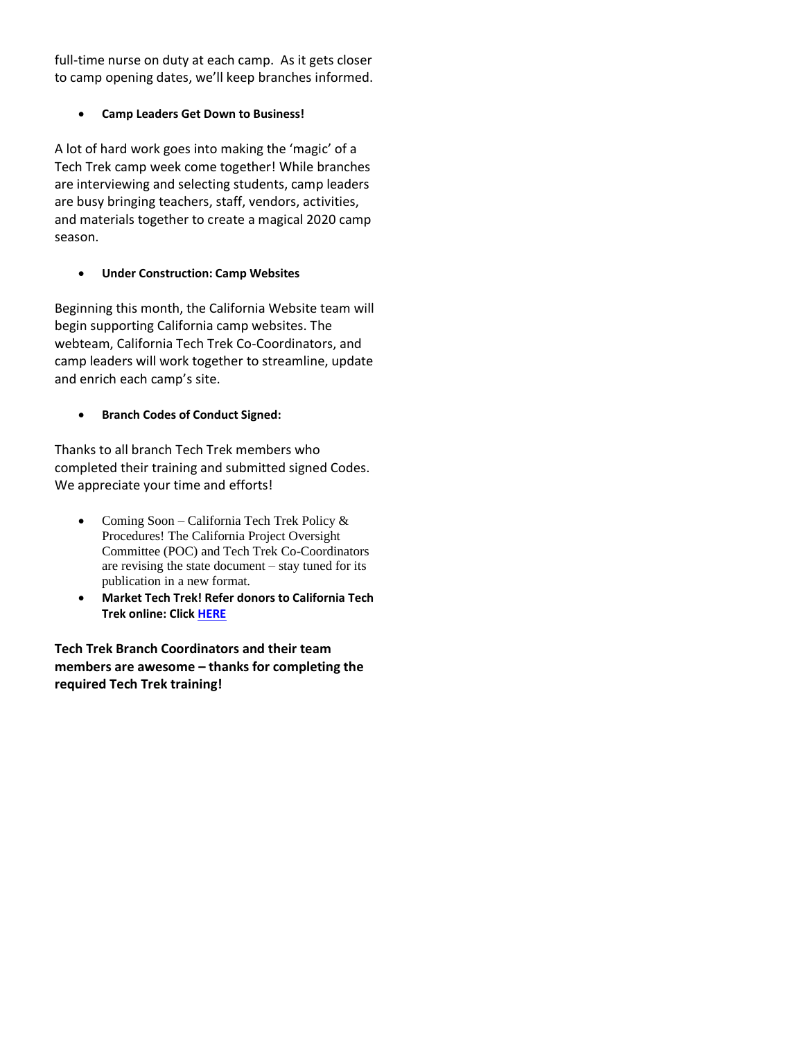full-time nurse on duty at each camp. As it gets closer to camp opening dates, we'll keep branches informed.

- **Camp Leaders Get Down to Business!**

A lot of hard work goes into making the 'magic' of a Tech Trek camp week come together! While branches are interviewing and selecting students, camp leaders are busy bringing teachers, staff, vendors, activities, and materials together to create a magical 2020 camp season.

- **Under Construction: Camp Websites**

Beginning this month, the California Website team will begin supporting California camp websites. The webteam, California Tech Trek Co-Coordinators, and camp leaders will work together to streamline, update and enrich each camp's site.

- **Branch Codes of Conduct Signed:**

Thanks to all branch Tech Trek members who completed their training and submitted signed Codes. We appreciate your time and efforts!

- Coming Soon – California Tech Trek Policy & Procedures! The California Project Oversight Committee (POC) and Tech Trek Co-Coordinators are revising the state document – stay tuned for its publication in a new format.
- **Market Tech Trek! Refer donors to California Tech Trek online: Click HERE**

**Tech Trek Branch Coordinators and their team members are awesome – thanks for completing the required Tech Trek training!**